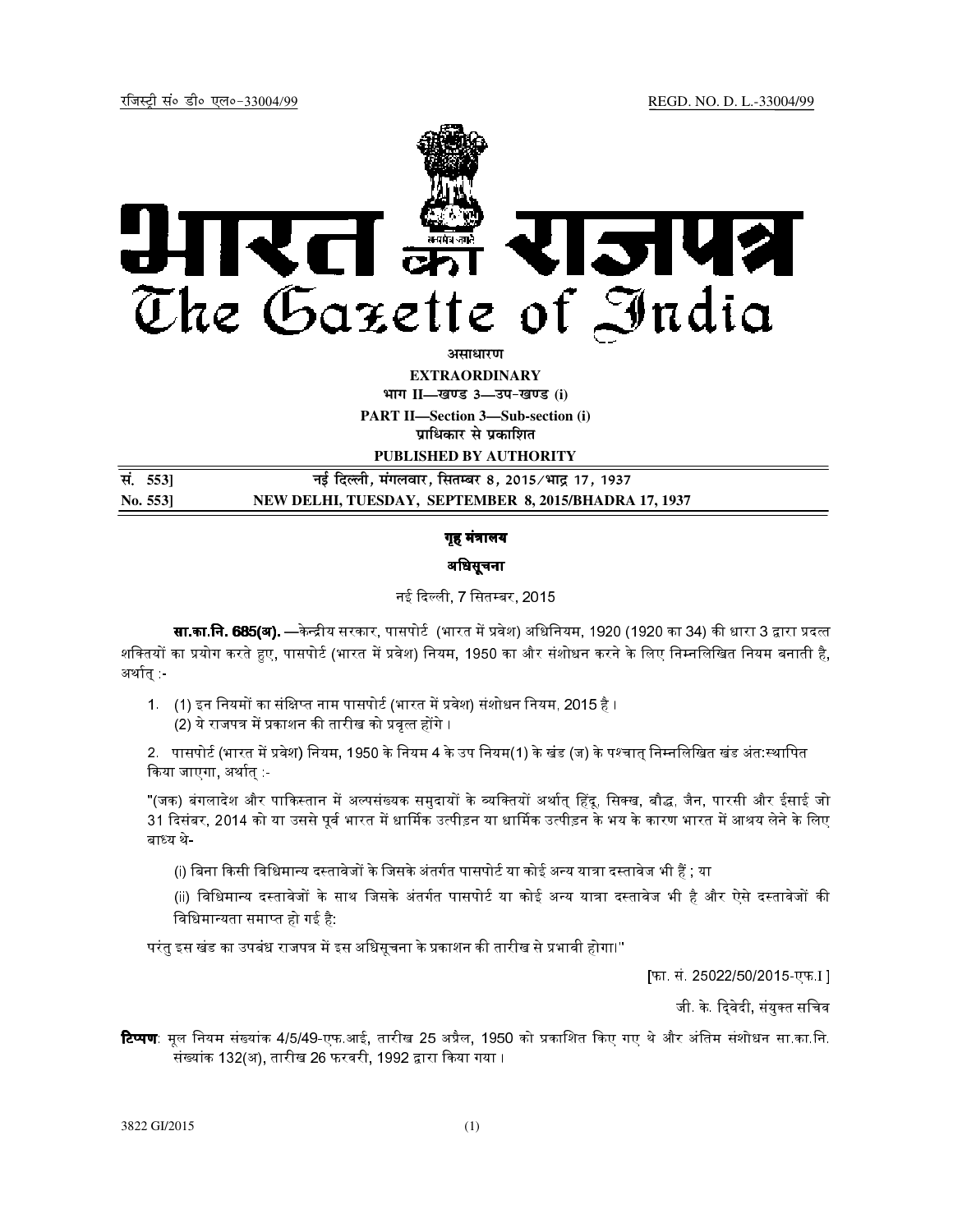रजिस्ट्री सं० डी० एल०-33004/99 REGD. NO. D. L.-33004/99

# भारत का राजपत्र
# The Gazette of India

**असाधारण**

**EXTRAORDINARY**

**भाग II—खण्ड 3—उप-खण्ड (i)**

**PART II—Section 3—Sub-section (i)**

**प्राधिकार से प्रकाशित**

**PUBLISHED BY AUTHORITY**

**सं. 553]** **नई दिल्ली, मंगलवार, सितम्बर 8, 2015/भाद्र 17, 1937**

**No. 553]** **NEW DELHI, TUESDAY, SEPTEMBER 8, 2015/BHADRA 17, 1937**

## गृह मंत्रालय

### अधिसूचना

नई दिल्ली, 7 सितम्बर, 2015

**सा.का.नि. 685(अ).** —केन्द्रीय सरकार, पासपोर्ट (भारत में प्रवेश) अधिनियम, 1920 (1920 का 34) की धारा 3 द्वारा प्रदत्त शक्तियों का प्रयोग करते हुए, पासपोर्ट (भारत में प्रवेश) नियम, 1950 का और संशोधन करने के लिए निम्नलिखित नियम बनाती है, अर्थात् :-

1. (1) इन नियमों का संक्षिप्त नाम पासपोर्ट (भारत में प्रवेश) संशोधन नियम, 2015 है ।
   (2) ये राजपत्र में प्रकाशन की तारीख को प्रवृत्त होंगे ।

2. पासपोर्ट (भारत में प्रवेश) नियम, 1950 के नियम 4 के उप नियम(1) के खंड (ज) के पश्चात् निम्नलिखित खंड अंतःस्थापित किया जाएगा, अर्थात् :-

"(जक) बंगलादेश और पाकिस्तान में अल्पसंख्यक समुदायों के व्यक्तियों अर्थात् हिंदू, सिक्ख, बौद्ध, जैन, पारसी और ईसाई जो 31 दिसंबर, 2014 को या उससे पूर्व भारत में धार्मिक उत्पीड़न या धार्मिक उत्पीड़न के भय के कारण भारत में आश्रय लेने के लिए बाध्य थे-

(i) बिना किसी विधिमान्य दस्तावेजों के जिसके अंतर्गत पासपोर्ट या कोई अन्य यात्रा दस्तावेज भी हैं ; या

(ii) विधिमान्य दस्तावेजों के साथ जिसके अंतर्गत पासपोर्ट या कोई अन्य यात्रा दस्तावेज भी है और ऐसे दस्तावेजों की विधिमान्यता समाप्त हो गई है:

परंतु इस खंड का उपबंध राजपत्र में इस अधिसूचना के प्रकाशन की तारीख से प्रभावी होगा।"

[फा. सं. 25022/50/2015-एफ.I ]

जी. के. द्विवेदी, संयुक्त सचिव

**टिप्पण**: मूल नियम संख्यांक 4/5/49-एफ.आई, तारीख 25 अप्रैल, 1950 को प्रकाशित किए गए थे और अंतिम संशोधन सा.का.नि. संख्यांक 132(अ), तारीख 26 फरवरी, 1992 द्वारा किया गया ।

3822 GI/2015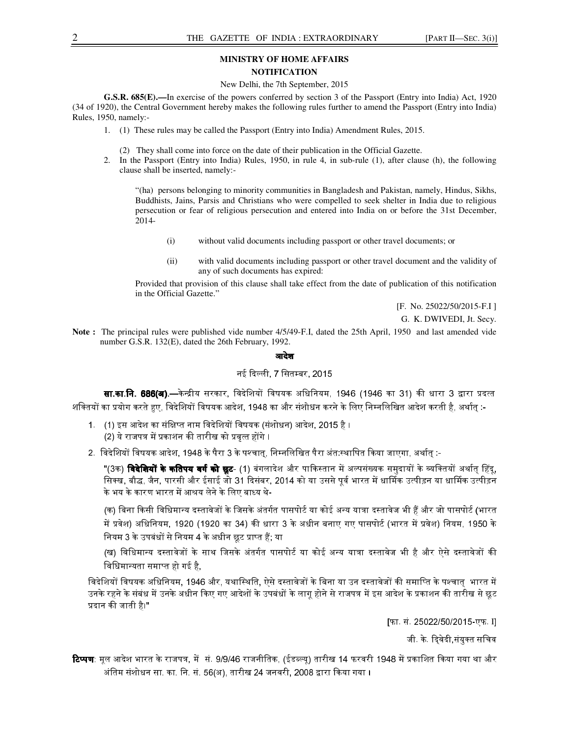**MINISTRY OF HOME AFFAIRS**

**NOTIFICATION**

New Delhi, the 7th September, 2015

**G.S.R. 685(E).—**In exercise of the powers conferred by section 3 of the Passport (Entry into India) Act, 1920 (34 of 1920), the Central Government hereby makes the following rules further to amend the Passport (Entry into India) Rules, 1950, namely:-

1. (1) These rules may be called the Passport (Entry into India) Amendment Rules, 2015.

   (2) They shall come into force on the date of their publication in the Official Gazette.
2. In the Passport (Entry into India) Rules, 1950, in rule 4, in sub-rule (1), after clause (h), the following clause shall be inserted, namely:-

   "(ha) persons belonging to minority communities in Bangladesh and Pakistan, namely, Hindus, Sikhs, Buddhists, Jains, Parsis and Christians who were compelled to seek shelter in India due to religious persecution or fear of religious persecution and entered into India on or before the 31st December, 2014-

   (i) without valid documents including passport or other travel documents; or

   (ii) with valid documents including passport or other travel document and the validity of any of such documents has expired:

   Provided that provision of this clause shall take effect from the date of publication of this notification in the Official Gazette."

[F. No. 25022/50/2015-F.I ]

G. K. DWIVEDI, Jt. Secy.

**Note :** The principal rules were published vide number 4/5/49-F.I, dated the 25th April, 1950 and last amended vide number G.S.R. 132(E), dated the 26th February, 1992.

**आदेश**

नई दिल्ली, 7 सितम्बर, 2015

**सा.का.नि. 686(अ).—**केन्द्रीय सरकार, विदेशियों विषयक अधिनियम, 1946 (1946 का 31) की धारा 3 द्वारा प्रदत्त शक्तियों का प्रयोग करते हुए, विदेशियों विषयक आदेश, 1948 का और संशोधन करने के लिए निम्नलिखित आदेश करती है, अर्थात् :-

1. (1) इस आदेश का संक्षिप्त नाम विदेशियों विषयक (संशोधन) आदेश, 2015 है ।
   (2) ये राजपत्र में प्रकाशन की तारीख को प्रवृत्त होंगे ।
2. विदेशियों विषयक आदेश, 1948 के पैरा 3 के पश्चात्, निम्नलिखित पैरा अंतःस्थापित किया जाएगा, अर्थात् :-

   "(3क) **विदेशियों के कतिपय वर्ग को छूट**- (1) बंगलादेश और पाकिस्तान में अल्पसंख्यक समुदायों के व्यक्तियों अर्थात् हिंदू, सिक्ख, बौद्ध, जैन, पारसी और ईसाई जो 31 दिसंबर, 2014 को या उससे पूर्व भारत में धार्मिक उत्पीड़न या धार्मिक उत्पीड़न के भय के कारण भारत में आश्रय लेने के लिए बाध्य थे-

   (क) बिना किसी विधिमान्य दस्तावेजों के जिसके अंतर्गत पासपोर्ट या कोई अन्य यात्रा दस्तावेज भी हैं और जो पासपोर्ट (भारत में प्रवेश) अधिनियम, 1920 (1920 का 34) की धारा 3 के अधीन बनाए गए पासपोर्ट (भारत में प्रवेश) नियम, 1950 के नियम 3 के उपबंधों से नियम 4 के अधीन छूट प्राप्त हैं; या

   (ख) विधिमान्य दस्तावेजों के साथ जिसके अंतर्गत पासपोर्ट या कोई अन्य यात्रा दस्तावेज भी है और ऐसे दस्तावेजों की विधिमान्यता समाप्त हो गई है,

   विदेशियों विषयक अधिनियम, 1946 और, यथास्थिति, ऐसे दस्तावेजों के बिना या उन दस्तावेजों की समाप्ति के पश्चात् भारत में उनके रहने के संबंध में उनके अधीन किए गए आदेशों के उपबंधों के लागू होने से राजपत्र में इस आदेश के प्रकाशन की तारीख से छूट प्रदान की जाती है।"

[फा. सं. 25022/50/2015-एफ. I]

जी. के. द्विवेदी,संयुक्त सचिव

**टिप्पण**: मूल आदेश भारत के राजपत्र, में सं. 9/9/46 राजनीतिक, (ईडब्ल्यू) तारीख 14 फरवरी 1948 में प्रकाशित किया गया था और अंतिम संशोधन सा. का. नि. सं. 56(अ), तारीख 24 जनवरी, 2008 द्वारा किया गया ।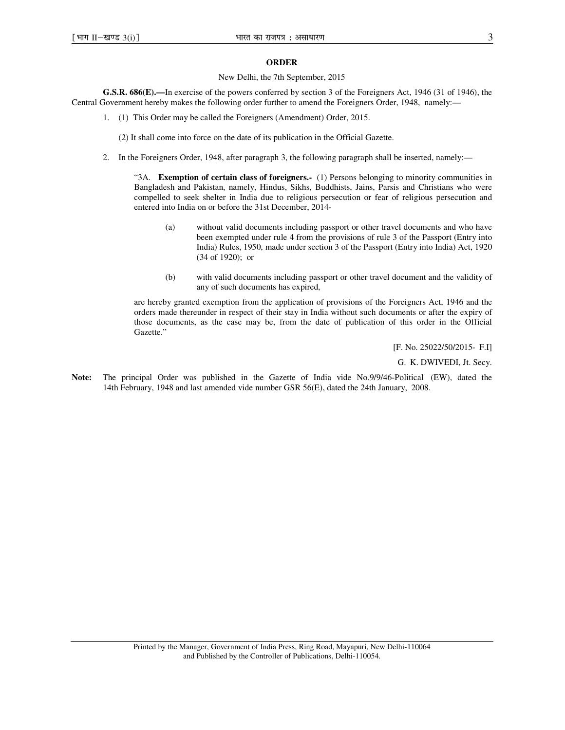## ORDER

New Delhi, the 7th September, 2015

**G.S.R. 686(E).—**In exercise of the powers conferred by section 3 of the Foreigners Act, 1946 (31 of 1946), the Central Government hereby makes the following order further to amend the Foreigners Order, 1948, namely:—

1. (1) This Order may be called the Foreigners (Amendment) Order, 2015.

   (2) It shall come into force on the date of its publication in the Official Gazette.

2. In the Foreigners Order, 1948, after paragraph 3, the following paragraph shall be inserted, namely:—

   "3A. **Exemption of certain class of foreigners.-** (1) Persons belonging to minority communities in Bangladesh and Pakistan, namely, Hindus, Sikhs, Buddhists, Jains, Parsis and Christians who were compelled to seek shelter in India due to religious persecution or fear of religious persecution and entered into India on or before the 31st December, 2014-

   (a) without valid documents including passport or other travel documents and who have been exempted under rule 4 from the provisions of rule 3 of the Passport (Entry into India) Rules, 1950, made under section 3 of the Passport (Entry into India) Act, 1920 (34 of 1920); or

   (b) with valid documents including passport or other travel document and the validity of any of such documents has expired,

   are hereby granted exemption from the application of provisions of the Foreigners Act, 1946 and the orders made thereunder in respect of their stay in India without such documents or after the expiry of those documents, as the case may be, from the date of publication of this order in the Official Gazette."

[F. No. 25022/50/2015- F.I]

G. K. DWIVEDI, Jt. Secy.

**Note:** The principal Order was published in the Gazette of India vide No.9/9/46-Political (EW), dated the 14th February, 1948 and last amended vide number GSR 56(E), dated the 24th January, 2008.

Printed by the Manager, Government of India Press, Ring Road, Mayapuri, New Delhi-110064
and Published by the Controller of Publications, Delhi-110054.